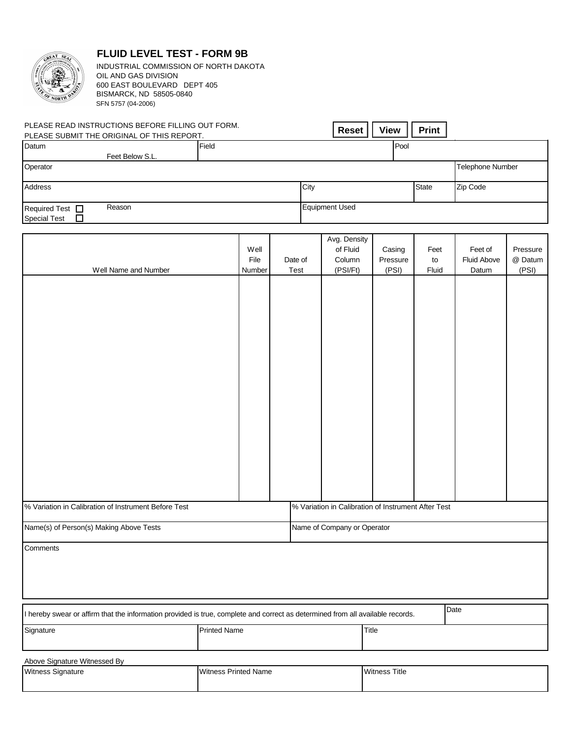# FLUID LEVEL TEST - FORM 9B

INDUSTRIAL COMMISSION OF NORTH DAKOTA
OIL AND GAS DIVISION
600 EAST BOULEVARD DEPT 405
BISMARCK, ND 58505-0840
SFN 5757 (04-2006)

PLEASE READ INSTRUCTIONS BEFORE FILLING OUT FORM.
PLEASE SUBMIT THE ORIGINAL OF THIS REPORT.

Reset | View | Print

| Datum Feet Below S.L. | Field | Pool |
|---|---|---|
| | | |

| Operator | Telephone Number |
|---|---|
| | |

| Address | City | State | Zip Code |
|---|---|---|---|
| | | | |

| Required Test ☐ Special Test ☐ Reason | Equipment Used |
|---|---|
| | |

| Well Name and Number | Well File Number | Date of Test | Avg. Density of Fluid Column (PSI/Ft) | Casing Pressure (PSI) | Feet to Fluid | Feet of Fluid Above Datum | Pressure @ Datum (PSI) |
|---|---|---|---|---|---|---|---|
| | | | | | | | |

| % Variation in Calibration of Instrument Before Test | % Variation in Calibration of Instrument After Test |
|---|---|
| | |

| Name(s) of Person(s) Making Above Tests | Name of Company or Operator |
|---|---|
| | |

Comments

| I hereby swear or affirm that the information provided is true, complete and correct as determined from all available records. | Date |
|---|---|
| | |

| Signature | Printed Name | Title |
|---|---|---|
| | | |

Above Signature Witnessed By

| Witness Signature | Witness Printed Name | Witness Title |
|---|---|---|
| | | |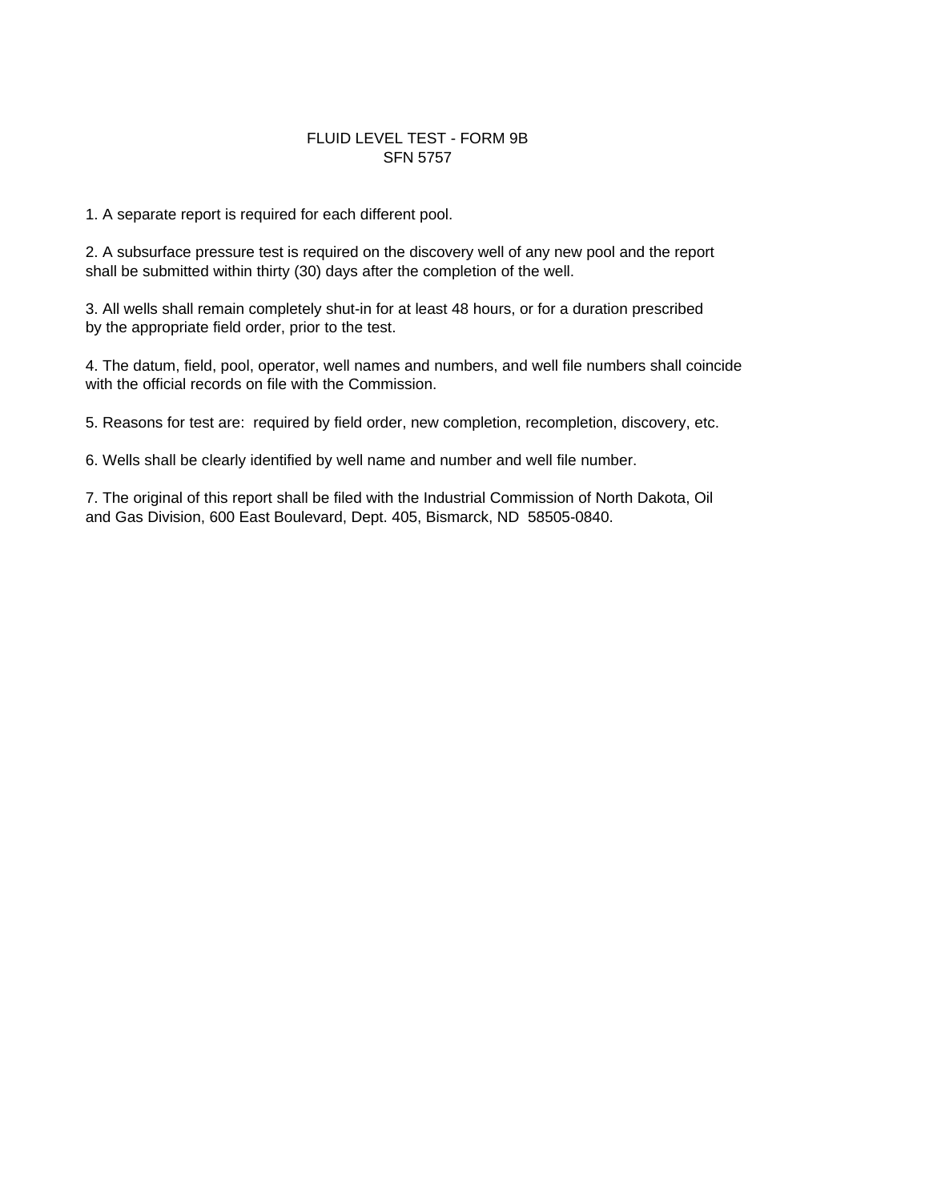# FLUID LEVEL TEST - FORM 9B
## SFN 5757

1. A separate report is required for each different pool.

2. A subsurface pressure test is required on the discovery well of any new pool and the report shall be submitted within thirty (30) days after the completion of the well.

3. All wells shall remain completely shut-in for at least 48 hours, or for a duration prescribed by the appropriate field order, prior to the test.

4. The datum, field, pool, operator, well names and numbers, and well file numbers shall coincide with the official records on file with the Commission.

5. Reasons for test are: required by field order, new completion, recompletion, discovery, etc.

6. Wells shall be clearly identified by well name and number and well file number.

7. The original of this report shall be filed with the Industrial Commission of North Dakota, Oil and Gas Division, 600 East Boulevard, Dept. 405, Bismarck, ND 58505-0840.